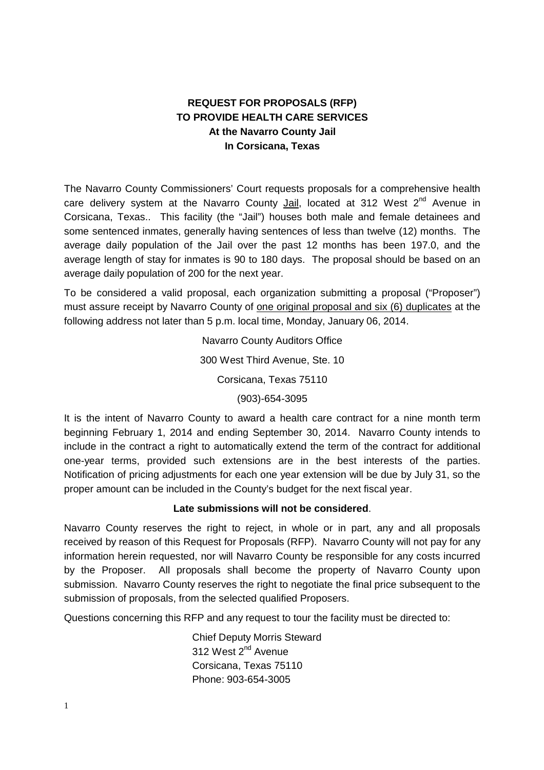**REQUEST FOR PROPOSALS (RFP)**
**TO PROVIDE HEALTH CARE SERVICES**
**At the Navarro County Jail**
**In Corsicana, Texas**

The Navarro County Commissioners' Court requests proposals for a comprehensive health care delivery system at the Navarro County Jail, located at 312 West 2nd Avenue in Corsicana, Texas.. This facility (the "Jail") houses both male and female detainees and some sentenced inmates, generally having sentences of less than twelve (12) months. The average daily population of the Jail over the past 12 months has been 197.0, and the average length of stay for inmates is 90 to 180 days. The proposal should be based on an average daily population of 200 for the next year.

To be considered a valid proposal, each organization submitting a proposal ("Proposer") must assure receipt by Navarro County of one original proposal and six (6) duplicates at the following address not later than 5 p.m. local time, Monday, January 06, 2014.

Navarro County Auditors Office

300 West Third Avenue, Ste. 10

Corsicana, Texas 75110

(903)-654-3095

It is the intent of Navarro County to award a health care contract for a nine month term beginning February 1, 2014 and ending September 30, 2014. Navarro County intends to include in the contract a right to automatically extend the term of the contract for additional one-year terms, provided such extensions are in the best interests of the parties. Notification of pricing adjustments for each one year extension will be due by July 31, so the proper amount can be included in the County's budget for the next fiscal year.

**Late submissions will not be considered**.

Navarro County reserves the right to reject, in whole or in part, any and all proposals received by reason of this Request for Proposals (RFP). Navarro County will not pay for any information herein requested, nor will Navarro County be responsible for any costs incurred by the Proposer. All proposals shall become the property of Navarro County upon submission. Navarro County reserves the right to negotiate the final price subsequent to the submission of proposals, from the selected qualified Proposers.

Questions concerning this RFP and any request to tour the facility must be directed to:

Chief Deputy Morris Steward
312 West 2nd Avenue
Corsicana, Texas 75110
Phone: 903-654-3005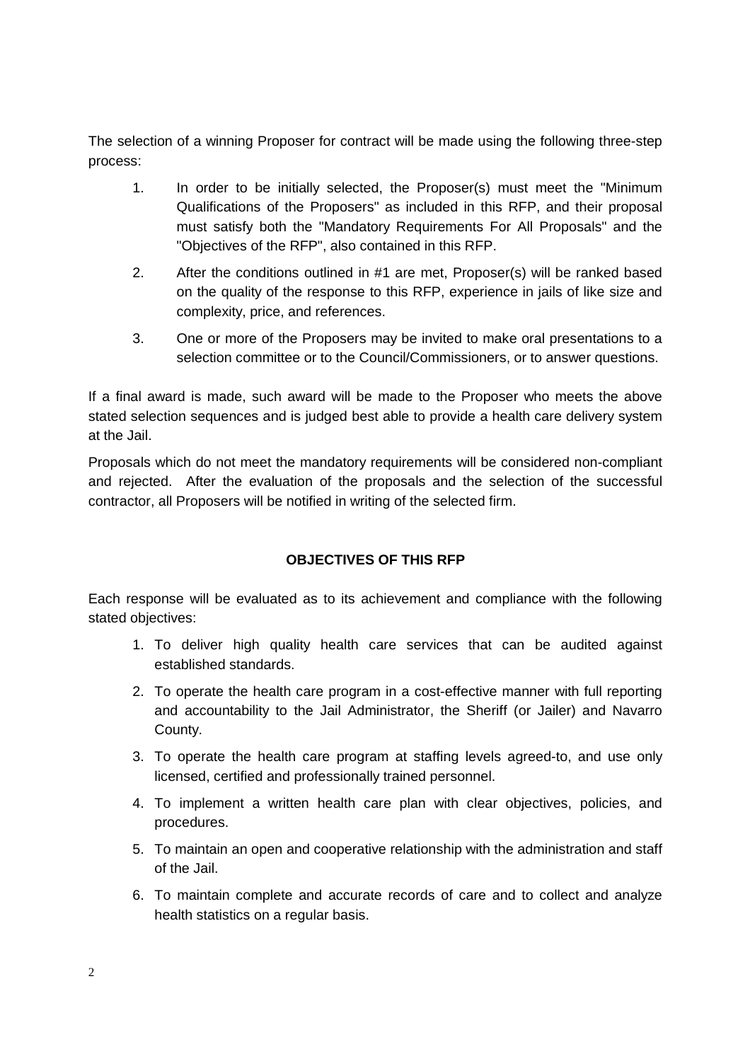The selection of a winning Proposer for contract will be made using the following three-step process:

1. In order to be initially selected, the Proposer(s) must meet the "Minimum Qualifications of the Proposers" as included in this RFP, and their proposal must satisfy both the "Mandatory Requirements For All Proposals" and the "Objectives of the RFP", also contained in this RFP.
2. After the conditions outlined in #1 are met, Proposer(s) will be ranked based on the quality of the response to this RFP, experience in jails of like size and complexity, price, and references.
3. One or more of the Proposers may be invited to make oral presentations to a selection committee or to the Council/Commissioners, or to answer questions.

If a final award is made, such award will be made to the Proposer who meets the above stated selection sequences and is judged best able to provide a health care delivery system at the Jail.

Proposals which do not meet the mandatory requirements will be considered non-compliant and rejected. After the evaluation of the proposals and the selection of the successful contractor, all Proposers will be notified in writing of the selected firm.

## OBJECTIVES OF THIS RFP

Each response will be evaluated as to its achievement and compliance with the following stated objectives:

1. To deliver high quality health care services that can be audited against established standards.
2. To operate the health care program in a cost-effective manner with full reporting and accountability to the Jail Administrator, the Sheriff (or Jailer) and Navarro County.
3. To operate the health care program at staffing levels agreed-to, and use only licensed, certified and professionally trained personnel.
4. To implement a written health care plan with clear objectives, policies, and procedures.
5. To maintain an open and cooperative relationship with the administration and staff of the Jail.
6. To maintain complete and accurate records of care and to collect and analyze health statistics on a regular basis.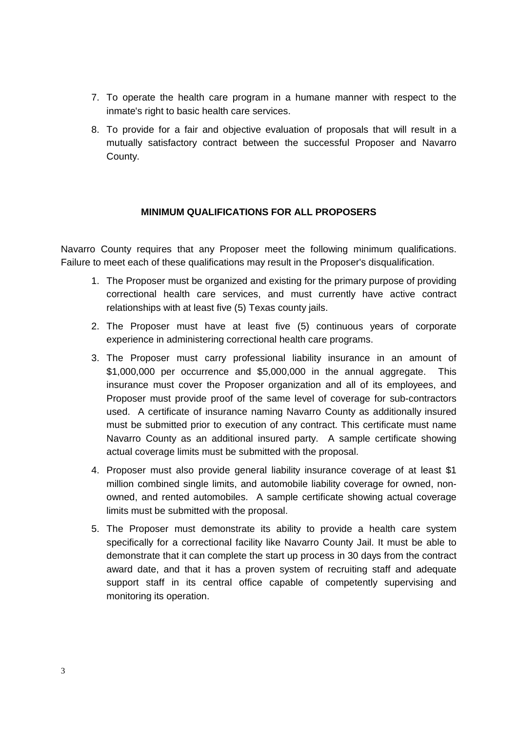7. To operate the health care program in a humane manner with respect to the inmate's right to basic health care services.
8. To provide for a fair and objective evaluation of proposals that will result in a mutually satisfactory contract between the successful Proposer and Navarro County.

## MINIMUM QUALIFICATIONS FOR ALL PROPOSERS

Navarro County requires that any Proposer meet the following minimum qualifications. Failure to meet each of these qualifications may result in the Proposer's disqualification.

1. The Proposer must be organized and existing for the primary purpose of providing correctional health care services, and must currently have active contract relationships with at least five (5) Texas county jails.
2. The Proposer must have at least five (5) continuous years of corporate experience in administering correctional health care programs.
3. The Proposer must carry professional liability insurance in an amount of $1,000,000 per occurrence and $5,000,000 in the annual aggregate. This insurance must cover the Proposer organization and all of its employees, and Proposer must provide proof of the same level of coverage for sub-contractors used. A certificate of insurance naming Navarro County as additionally insured must be submitted prior to execution of any contract. This certificate must name Navarro County as an additional insured party. A sample certificate showing actual coverage limits must be submitted with the proposal.
4. Proposer must also provide general liability insurance coverage of at least $1 million combined single limits, and automobile liability coverage for owned, non-owned, and rented automobiles. A sample certificate showing actual coverage limits must be submitted with the proposal.
5. The Proposer must demonstrate its ability to provide a health care system specifically for a correctional facility like Navarro County Jail. It must be able to demonstrate that it can complete the start up process in 30 days from the contract award date, and that it has a proven system of recruiting staff and adequate support staff in its central office capable of competently supervising and monitoring its operation.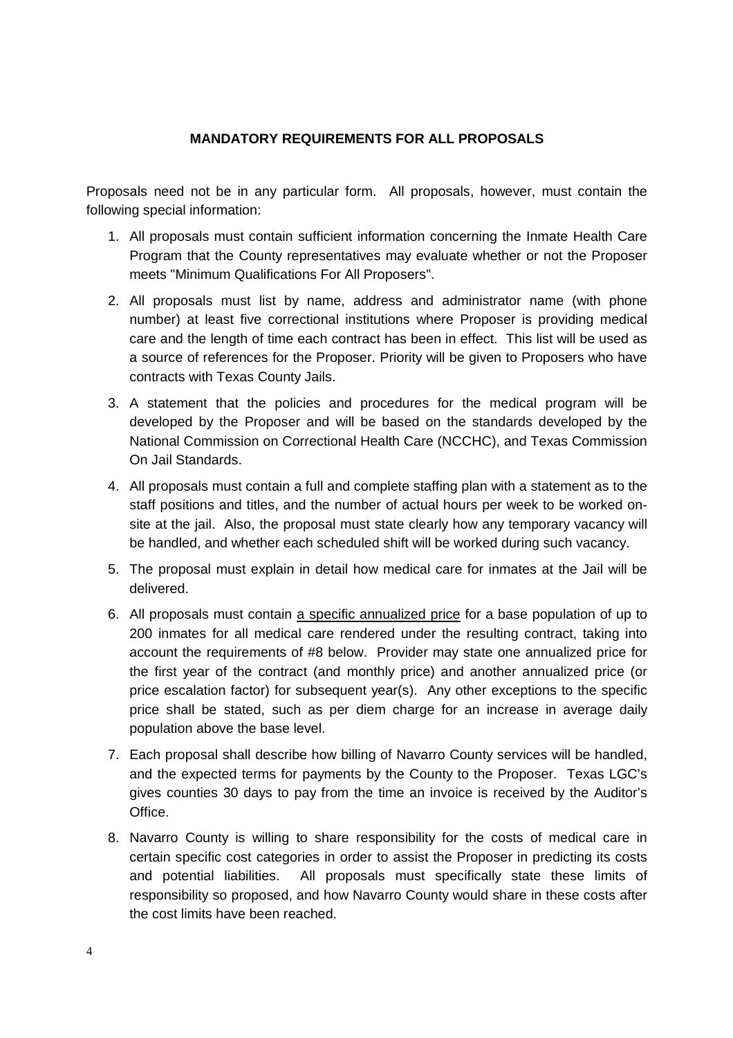## MANDATORY REQUIREMENTS FOR ALL PROPOSALS

Proposals need not be in any particular form. All proposals, however, must contain the following special information:

1. All proposals must contain sufficient information concerning the Inmate Health Care Program that the County representatives may evaluate whether or not the Proposer meets "Minimum Qualifications For All Proposers".

2. All proposals must list by name, address and administrator name (with phone number) at least five correctional institutions where Proposer is providing medical care and the length of time each contract has been in effect. This list will be used as a source of references for the Proposer. Priority will be given to Proposers who have contracts with Texas County Jails.

3. A statement that the policies and procedures for the medical program will be developed by the Proposer and will be based on the standards developed by the National Commission on Correctional Health Care (NCCHC), and Texas Commission On Jail Standards.

4. All proposals must contain a full and complete staffing plan with a statement as to the staff positions and titles, and the number of actual hours per week to be worked on-site at the jail. Also, the proposal must state clearly how any temporary vacancy will be handled, and whether each scheduled shift will be worked during such vacancy.

5. The proposal must explain in detail how medical care for inmates at the Jail will be delivered.

6. All proposals must contain <u>a specific annualized price</u> for a base population of up to 200 inmates for all medical care rendered under the resulting contract, taking into account the requirements of #8 below. Provider may state one annualized price for the first year of the contract (and monthly price) and another annualized price (or price escalation factor) for subsequent year(s). Any other exceptions to the specific price shall be stated, such as per diem charge for an increase in average daily population above the base level.

7. Each proposal shall describe how billing of Navarro County services will be handled, and the expected terms for payments by the County to the Proposer. Texas LGC's gives counties 30 days to pay from the time an invoice is received by the Auditor's Office.

8. Navarro County is willing to share responsibility for the costs of medical care in certain specific cost categories in order to assist the Proposer in predicting its costs and potential liabilities. All proposals must specifically state these limits of responsibility so proposed, and how Navarro County would share in these costs after the cost limits have been reached.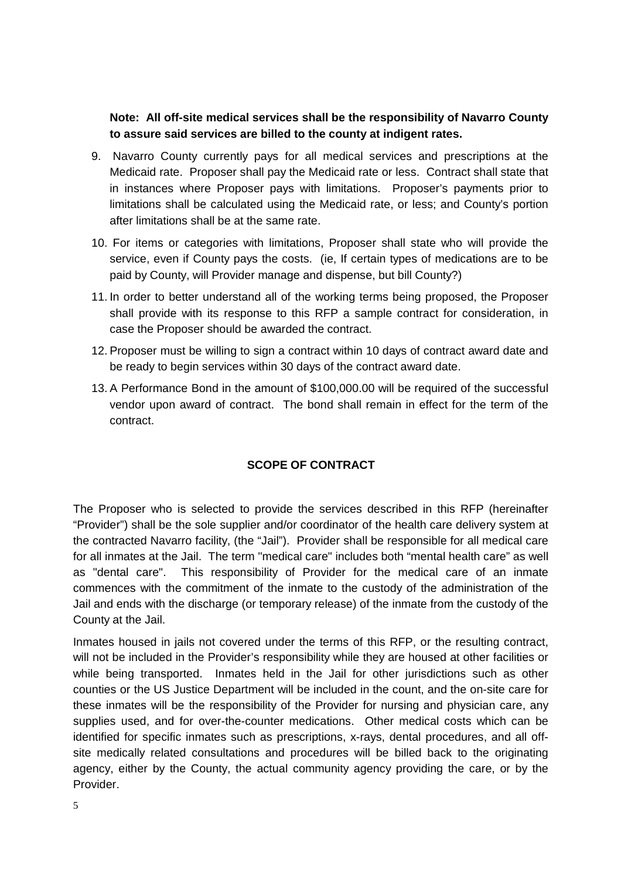**Note: All off-site medical services shall be the responsibility of Navarro County to assure said services are billed to the county at indigent rates.**

9. Navarro County currently pays for all medical services and prescriptions at the Medicaid rate. Proposer shall pay the Medicaid rate or less. Contract shall state that in instances where Proposer pays with limitations. Proposer's payments prior to limitations shall be calculated using the Medicaid rate, or less; and County's portion after limitations shall be at the same rate.
10. For items or categories with limitations, Proposer shall state who will provide the service, even if County pays the costs. (ie, If certain types of medications are to be paid by County, will Provider manage and dispense, but bill County?)
11. In order to better understand all of the working terms being proposed, the Proposer shall provide with its response to this RFP a sample contract for consideration, in case the Proposer should be awarded the contract.
12. Proposer must be willing to sign a contract within 10 days of contract award date and be ready to begin services within 30 days of the contract award date.
13. A Performance Bond in the amount of $100,000.00 will be required of the successful vendor upon award of contract. The bond shall remain in effect for the term of the contract.

## SCOPE OF CONTRACT

The Proposer who is selected to provide the services described in this RFP (hereinafter "Provider") shall be the sole supplier and/or coordinator of the health care delivery system at the contracted Navarro facility, (the "Jail"). Provider shall be responsible for all medical care for all inmates at the Jail. The term "medical care" includes both "mental health care" as well as "dental care". This responsibility of Provider for the medical care of an inmate commences with the commitment of the inmate to the custody of the administration of the Jail and ends with the discharge (or temporary release) of the inmate from the custody of the County at the Jail.

Inmates housed in jails not covered under the terms of this RFP, or the resulting contract, will not be included in the Provider's responsibility while they are housed at other facilities or while being transported. Inmates held in the Jail for other jurisdictions such as other counties or the US Justice Department will be included in the count, and the on-site care for these inmates will be the responsibility of the Provider for nursing and physician care, any supplies used, and for over-the-counter medications. Other medical costs which can be identified for specific inmates such as prescriptions, x-rays, dental procedures, and all off-site medically related consultations and procedures will be billed back to the originating agency, either by the County, the actual community agency providing the care, or by the Provider.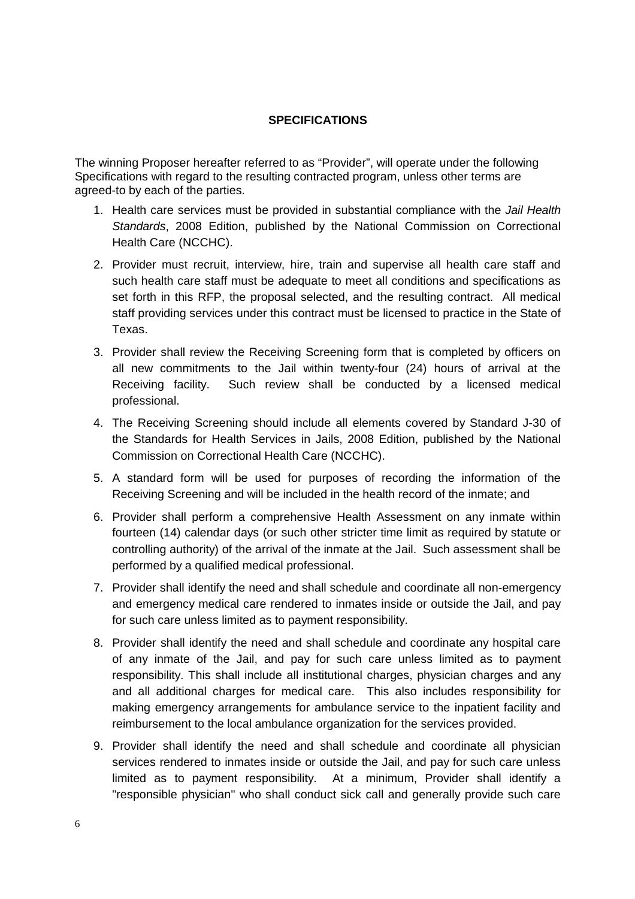## SPECIFICATIONS

The winning Proposer hereafter referred to as "Provider", will operate under the following Specifications with regard to the resulting contracted program, unless other terms are agreed-to by each of the parties.

1. Health care services must be provided in substantial compliance with the *Jail Health Standards*, 2008 Edition, published by the National Commission on Correctional Health Care (NCCHC).
2. Provider must recruit, interview, hire, train and supervise all health care staff and such health care staff must be adequate to meet all conditions and specifications as set forth in this RFP, the proposal selected, and the resulting contract. All medical staff providing services under this contract must be licensed to practice in the State of Texas.
3. Provider shall review the Receiving Screening form that is completed by officers on all new commitments to the Jail within twenty-four (24) hours of arrival at the Receiving facility. Such review shall be conducted by a licensed medical professional.
4. The Receiving Screening should include all elements covered by Standard J-30 of the Standards for Health Services in Jails, 2008 Edition, published by the National Commission on Correctional Health Care (NCCHC).
5. A standard form will be used for purposes of recording the information of the Receiving Screening and will be included in the health record of the inmate; and
6. Provider shall perform a comprehensive Health Assessment on any inmate within fourteen (14) calendar days (or such other stricter time limit as required by statute or controlling authority) of the arrival of the inmate at the Jail. Such assessment shall be performed by a qualified medical professional.
7. Provider shall identify the need and shall schedule and coordinate all non-emergency and emergency medical care rendered to inmates inside or outside the Jail, and pay for such care unless limited as to payment responsibility.
8. Provider shall identify the need and shall schedule and coordinate any hospital care of any inmate of the Jail, and pay for such care unless limited as to payment responsibility. This shall include all institutional charges, physician charges and any and all additional charges for medical care. This also includes responsibility for making emergency arrangements for ambulance service to the inpatient facility and reimbursement to the local ambulance organization for the services provided.
9. Provider shall identify the need and shall schedule and coordinate all physician services rendered to inmates inside or outside the Jail, and pay for such care unless limited as to payment responsibility. At a minimum, Provider shall identify a "responsible physician" who shall conduct sick call and generally provide such care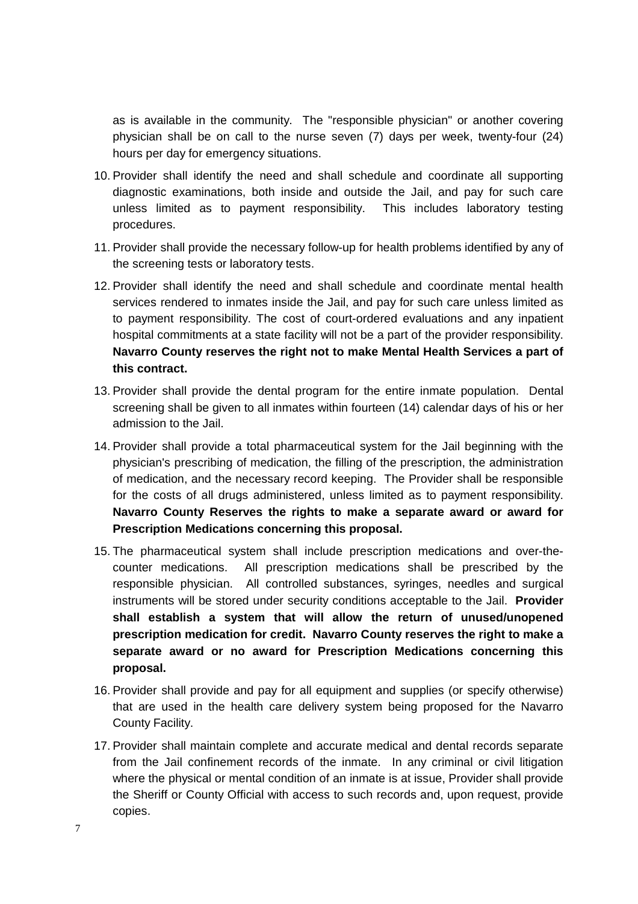as is available in the community. The "responsible physician" or another covering physician shall be on call to the nurse seven (7) days per week, twenty-four (24) hours per day for emergency situations.

10. Provider shall identify the need and shall schedule and coordinate all supporting diagnostic examinations, both inside and outside the Jail, and pay for such care unless limited as to payment responsibility. This includes laboratory testing procedures.

11. Provider shall provide the necessary follow-up for health problems identified by any of the screening tests or laboratory tests.

12. Provider shall identify the need and shall schedule and coordinate mental health services rendered to inmates inside the Jail, and pay for such care unless limited as to payment responsibility. The cost of court-ordered evaluations and any inpatient hospital commitments at a state facility will not be a part of the provider responsibility. **Navarro County reserves the right not to make Mental Health Services a part of this contract.**

13. Provider shall provide the dental program for the entire inmate population. Dental screening shall be given to all inmates within fourteen (14) calendar days of his or her admission to the Jail.

14. Provider shall provide a total pharmaceutical system for the Jail beginning with the physician's prescribing of medication, the filling of the prescription, the administration of medication, and the necessary record keeping. The Provider shall be responsible for the costs of all drugs administered, unless limited as to payment responsibility. **Navarro County Reserves the rights to make a separate award or award for Prescription Medications concerning this proposal.**

15. The pharmaceutical system shall include prescription medications and over-the-counter medications. All prescription medications shall be prescribed by the responsible physician. All controlled substances, syringes, needles and surgical instruments will be stored under security conditions acceptable to the Jail. **Provider shall establish a system that will allow the return of unused/unopened prescription medication for credit. Navarro County reserves the right to make a separate award or no award for Prescription Medications concerning this proposal.**

16. Provider shall provide and pay for all equipment and supplies (or specify otherwise) that are used in the health care delivery system being proposed for the Navarro County Facility.

17. Provider shall maintain complete and accurate medical and dental records separate from the Jail confinement records of the inmate. In any criminal or civil litigation where the physical or mental condition of an inmate is at issue, Provider shall provide the Sheriff or County Official with access to such records and, upon request, provide copies.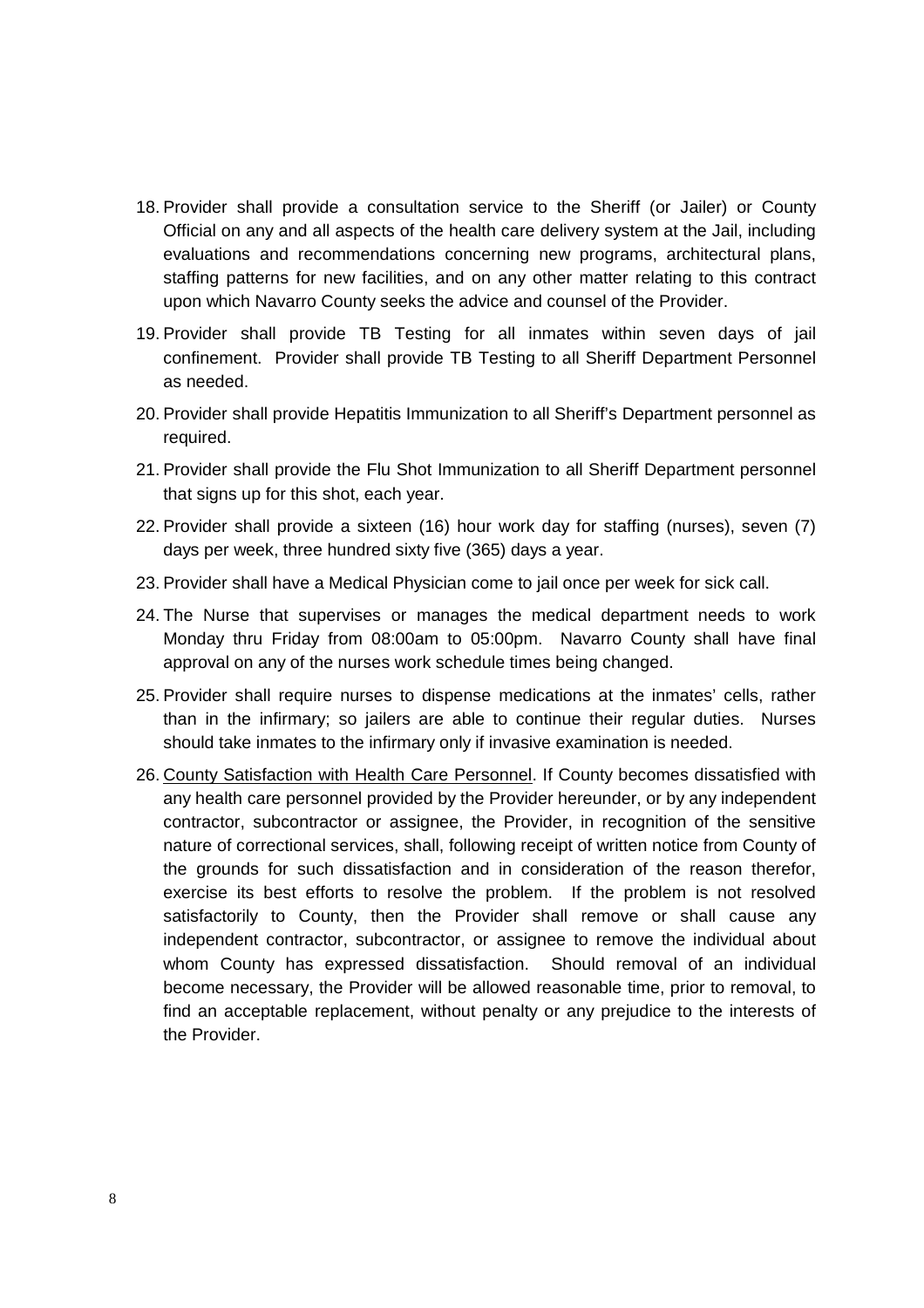18. Provider shall provide a consultation service to the Sheriff (or Jailer) or County Official on any and all aspects of the health care delivery system at the Jail, including evaluations and recommendations concerning new programs, architectural plans, staffing patterns for new facilities, and on any other matter relating to this contract upon which Navarro County seeks the advice and counsel of the Provider.

19. Provider shall provide TB Testing for all inmates within seven days of jail confinement. Provider shall provide TB Testing to all Sheriff Department Personnel as needed.

20. Provider shall provide Hepatitis Immunization to all Sheriff's Department personnel as required.

21. Provider shall provide the Flu Shot Immunization to all Sheriff Department personnel that signs up for this shot, each year.

22. Provider shall provide a sixteen (16) hour work day for staffing (nurses), seven (7) days per week, three hundred sixty five (365) days a year.

23. Provider shall have a Medical Physician come to jail once per week for sick call.

24. The Nurse that supervises or manages the medical department needs to work Monday thru Friday from 08:00am to 05:00pm. Navarro County shall have final approval on any of the nurses work schedule times being changed.

25. Provider shall require nurses to dispense medications at the inmates' cells, rather than in the infirmary; so jailers are able to continue their regular duties. Nurses should take inmates to the infirmary only if invasive examination is needed.

26. <u>County Satisfaction with Health Care Personnel</u>. If County becomes dissatisfied with any health care personnel provided by the Provider hereunder, or by any independent contractor, subcontractor or assignee, the Provider, in recognition of the sensitive nature of correctional services, shall, following receipt of written notice from County of the grounds for such dissatisfaction and in consideration of the reason therefor, exercise its best efforts to resolve the problem. If the problem is not resolved satisfactorily to County, then the Provider shall remove or shall cause any independent contractor, subcontractor, or assignee to remove the individual about whom County has expressed dissatisfaction. Should removal of an individual become necessary, the Provider will be allowed reasonable time, prior to removal, to find an acceptable replacement, without penalty or any prejudice to the interests of the Provider.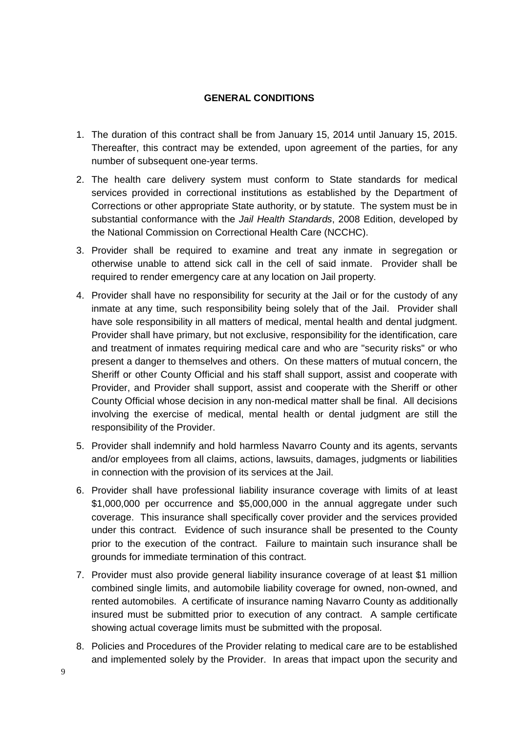## GENERAL CONDITIONS

1. The duration of this contract shall be from January 15, 2014 until January 15, 2015. Thereafter, this contract may be extended, upon agreement of the parties, for any number of subsequent one-year terms.
2. The health care delivery system must conform to State standards for medical services provided in correctional institutions as established by the Department of Corrections or other appropriate State authority, or by statute. The system must be in substantial conformance with the *Jail Health Standards*, 2008 Edition, developed by the National Commission on Correctional Health Care (NCCHC).
3. Provider shall be required to examine and treat any inmate in segregation or otherwise unable to attend sick call in the cell of said inmate. Provider shall be required to render emergency care at any location on Jail property.
4. Provider shall have no responsibility for security at the Jail or for the custody of any inmate at any time, such responsibility being solely that of the Jail. Provider shall have sole responsibility in all matters of medical, mental health and dental judgment. Provider shall have primary, but not exclusive, responsibility for the identification, care and treatment of inmates requiring medical care and who are "security risks" or who present a danger to themselves and others. On these matters of mutual concern, the Sheriff or other County Official and his staff shall support, assist and cooperate with Provider, and Provider shall support, assist and cooperate with the Sheriff or other County Official whose decision in any non-medical matter shall be final. All decisions involving the exercise of medical, mental health or dental judgment are still the responsibility of the Provider.
5. Provider shall indemnify and hold harmless Navarro County and its agents, servants and/or employees from all claims, actions, lawsuits, damages, judgments or liabilities in connection with the provision of its services at the Jail.
6. Provider shall have professional liability insurance coverage with limits of at least $1,000,000 per occurrence and $5,000,000 in the annual aggregate under such coverage. This insurance shall specifically cover provider and the services provided under this contract. Evidence of such insurance shall be presented to the County prior to the execution of the contract. Failure to maintain such insurance shall be grounds for immediate termination of this contract.
7. Provider must also provide general liability insurance coverage of at least $1 million combined single limits, and automobile liability coverage for owned, non-owned, and rented automobiles. A certificate of insurance naming Navarro County as additionally insured must be submitted prior to execution of any contract. A sample certificate showing actual coverage limits must be submitted with the proposal.
8. Policies and Procedures of the Provider relating to medical care are to be established and implemented solely by the Provider. In areas that impact upon the security and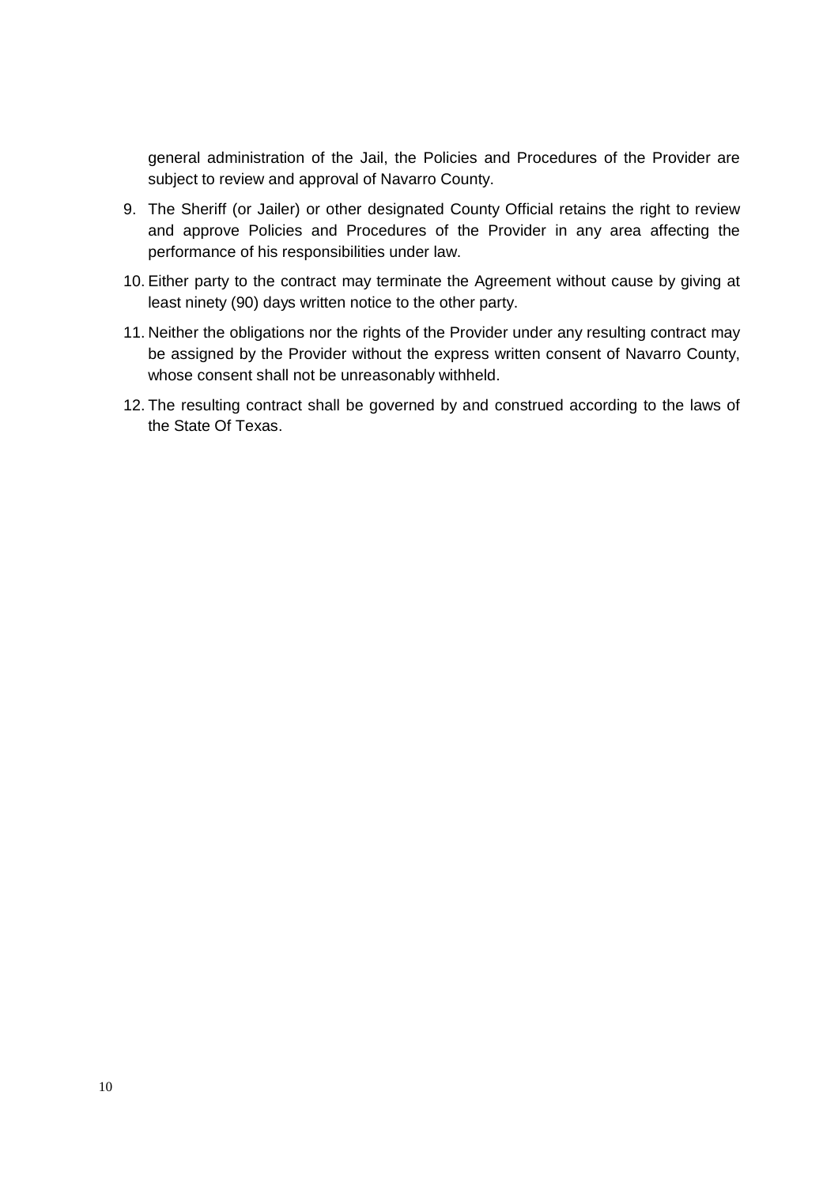general administration of the Jail, the Policies and Procedures of the Provider are subject to review and approval of Navarro County.

9. The Sheriff (or Jailer) or other designated County Official retains the right to review and approve Policies and Procedures of the Provider in any area affecting the performance of his responsibilities under law.
10. Either party to the contract may terminate the Agreement without cause by giving at least ninety (90) days written notice to the other party.
11. Neither the obligations nor the rights of the Provider under any resulting contract may be assigned by the Provider without the express written consent of Navarro County, whose consent shall not be unreasonably withheld.
12. The resulting contract shall be governed by and construed according to the laws of the State Of Texas.